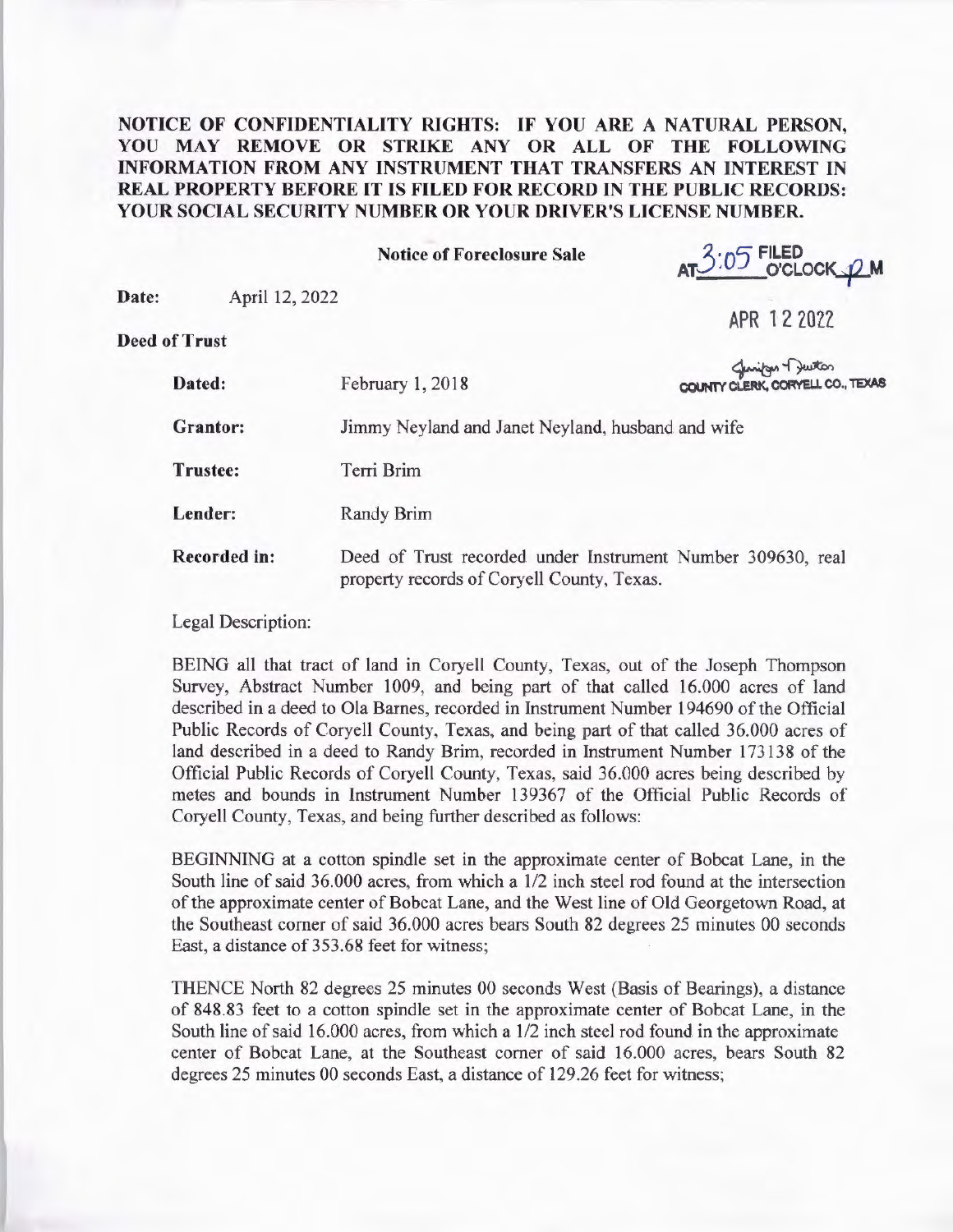**NOTICE OF CONFIDENTIALITY RIGHTS: IF YOU ARE A NATURAL PERSON, YOU MAY REMOVE OR STRIKE ANY OR ALL OF THE FOLLOWING INFORMATION FROM ANY INSTRUMENT THAT TRANSFERS AN INTEREST IN REAL PROPERTY BEFORE IT IS FILED FOR RECORD IN THE PUBLIC RECORDS: YOUR SOCIAL SECURITY NUMBER OR YOUR DRIVER'S LICENSE NUMBER.**

**Notice of Foreclosure Sale**

FILED AT 3:05 O'CLOCK P M

APR 12 2022

COUNTY CLERK, CORYELL CO., TEXAS

**Date:** April 12, 2022

**Deed of Trust**

**Dated:** February 1, 2018

**Grantor:** Jimmy Neyland and Janet Neyland, husband and wife

**Trustee:** Terri Brim

**Lender:** Randy Brim

**Recorded in:** Deed of Trust recorded under Instrument Number 309630, real property records of Coryell County, Texas.

Legal Description:

BEING all that tract of land in Coryell County, Texas, out of the Joseph Thompson Survey, Abstract Number 1009, and being part of that called 16.000 acres of land described in a deed to Ola Barnes, recorded in Instrument Number 194690 of the Official Public Records of Coryell County, Texas, and being part of that called 36.000 acres of land described in a deed to Randy Brim, recorded in Instrument Number 173138 of the Official Public Records of Coryell County, Texas, said 36.000 acres being described by metes and bounds in Instrument Number 139367 of the Official Public Records of Coryell County, Texas, and being further described as follows:

BEGINNING at a cotton spindle set in the approximate center of Bobcat Lane, in the South line of said 36.000 acres, from which a 1/2 inch steel rod found at the intersection of the approximate center of Bobcat Lane, and the West line of Old Georgetown Road, at the Southeast corner of said 36.000 acres bears South 82 degrees 25 minutes 00 seconds East, a distance of 353.68 feet for witness;

THENCE North 82 degrees 25 minutes 00 seconds West (Basis of Bearings), a distance of 848.83 feet to a cotton spindle set in the approximate center of Bobcat Lane, in the South line of said 16.000 acres, from which a 1/2 inch steel rod found in the approximate center of Bobcat Lane, at the Southeast corner of said 16.000 acres, bears South 82 degrees 25 minutes 00 seconds East, a distance of 129.26 feet for witness;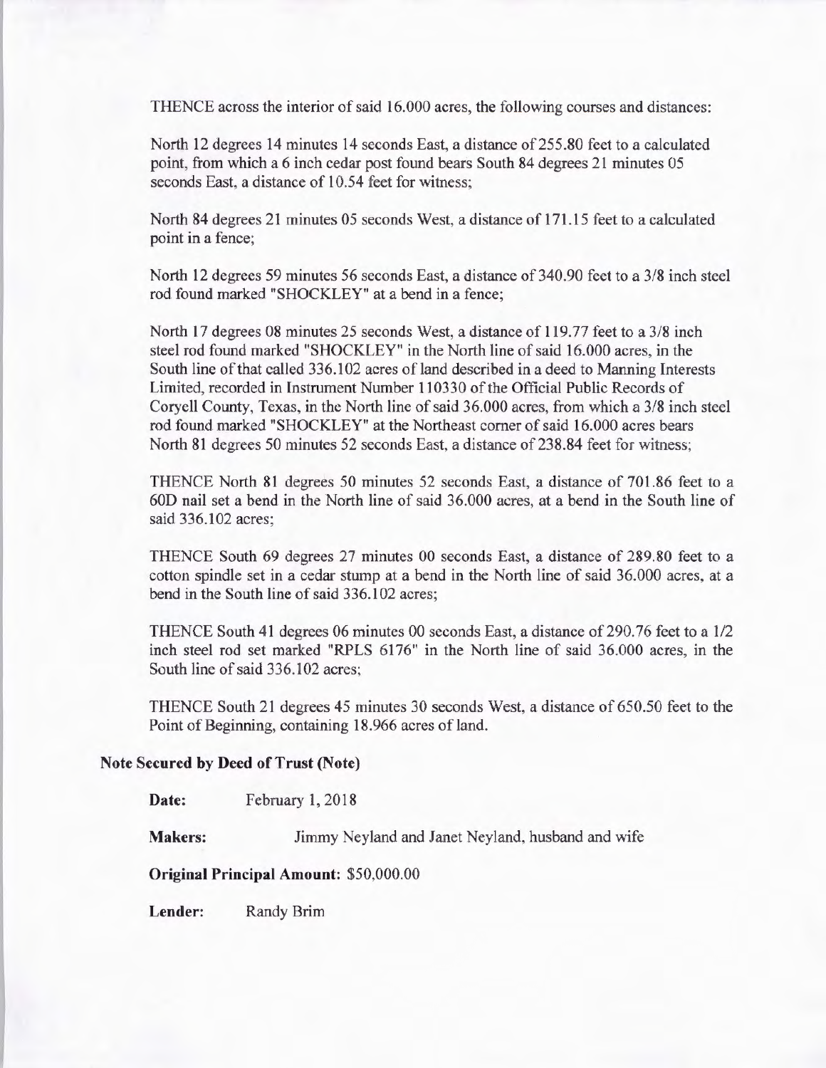THENCE across the interior of said 16.000 acres, the following courses and distances:

North 12 degrees 14 minutes 14 seconds East, a distance of 255.80 feet to a calculated point, from which a 6 inch cedar post found bears South 84 degrees 21 minutes 05 seconds East, a distance of 10.54 feet for witness;

North 84 degrees 21 minutes 05 seconds West, a distance of 171.15 feet to a calculated point in a fence;

North 12 degrees 59 minutes 56 seconds East, a distance of 340.90 feet to a 3/8 inch steel rod found marked "SHOCKLEY" at a bend in a fence;

North 17 degrees 08 minutes 25 seconds West, a distance of 119.77 feet to a 3/8 inch steel rod found marked "SHOCKLEY" in the North line of said 16.000 acres, in the South line of that called 336.102 acres of land described in a deed to Manning Interests Limited, recorded in Instrument Number 110330 of the Official Public Records of Coryell County, Texas, in the North line of said 36.000 acres, from which a 3/8 inch steel rod found marked "SHOCKLEY" at the Northeast corner of said 16.000 acres bears North 81 degrees 50 minutes 52 seconds East, a distance of 238.84 feet for witness;

THENCE North 81 degrees 50 minutes 52 seconds East, a distance of 701.86 feet to a 60D nail set a bend in the North line of said 36.000 acres, at a bend in the South line of said 336.102 acres;

THENCE South 69 degrees 27 minutes 00 seconds East, a distance of 289.80 feet to a cotton spindle set in a cedar stump at a bend in the North line of said 36.000 acres, at a bend in the South line of said 336.102 acres;

THENCE South 41 degrees 06 minutes 00 seconds East, a distance of 290.76 feet to a 1/2 inch steel rod set marked "RPLS 6176" in the North line of said 36.000 acres, in the South line of said 336.102 acres;

THENCE South 21 degrees 45 minutes 30 seconds West, a distance of 650.50 feet to the Point of Beginning, containing 18.966 acres of land.

**Note Secured by Deed of Trust (Note)**

**Date:** February 1, 2018

**Makers:** Jimmy Neyland and Janet Neyland, husband and wife

**Original Principal Amount:** $50,000.00

**Lender:** Randy Brim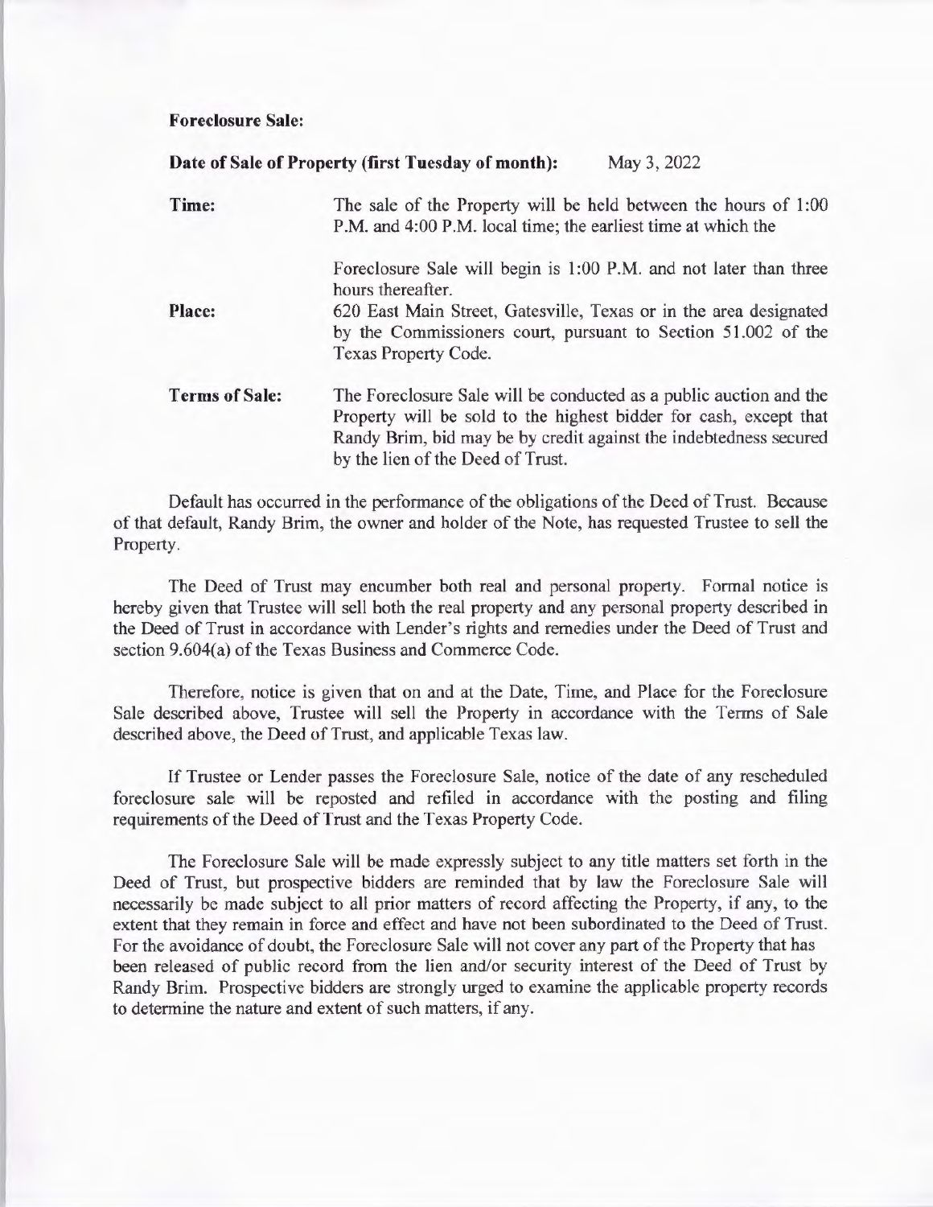**Foreclosure Sale:**

**Date of Sale of Property (first Tuesday of month):** May 3, 2022

**Time:** The sale of the Property will be held between the hours of 1:00 P.M. and 4:00 P.M. local time; the earliest time at which the Foreclosure Sale will begin is 1:00 P.M. and not later than three hours thereafter.

**Place:** 620 East Main Street, Gatesville, Texas or in the area designated by the Commissioners court, pursuant to Section 51.002 of the Texas Property Code.

**Terms of Sale:** The Foreclosure Sale will be conducted as a public auction and the Property will be sold to the highest bidder for cash, except that Randy Brim, bid may be by credit against the indebtedness secured by the lien of the Deed of Trust.

Default has occurred in the performance of the obligations of the Deed of Trust. Because of that default, Randy Brim, the owner and holder of the Note, has requested Trustee to sell the Property.

The Deed of Trust may encumber both real and personal property. Formal notice is hereby given that Trustee will sell both the real property and any personal property described in the Deed of Trust in accordance with Lender's rights and remedies under the Deed of Trust and section 9.604(a) of the Texas Business and Commerce Code.

Therefore, notice is given that on and at the Date, Time, and Place for the Foreclosure Sale described above, Trustee will sell the Property in accordance with the Terms of Sale described above, the Deed of Trust, and applicable Texas law.

If Trustee or Lender passes the Foreclosure Sale, notice of the date of any rescheduled foreclosure sale will be reposted and refiled in accordance with the posting and filing requirements of the Deed of Trust and the Texas Property Code.

The Foreclosure Sale will be made expressly subject to any title matters set forth in the Deed of Trust, but prospective bidders are reminded that by law the Foreclosure Sale will necessarily be made subject to all prior matters of record affecting the Property, if any, to the extent that they remain in force and effect and have not been subordinated to the Deed of Trust. For the avoidance of doubt, the Foreclosure Sale will not cover any part of the Property that has been released of public record from the lien and/or security interest of the Deed of Trust by Randy Brim. Prospective bidders are strongly urged to examine the applicable property records to determine the nature and extent of such matters, if any.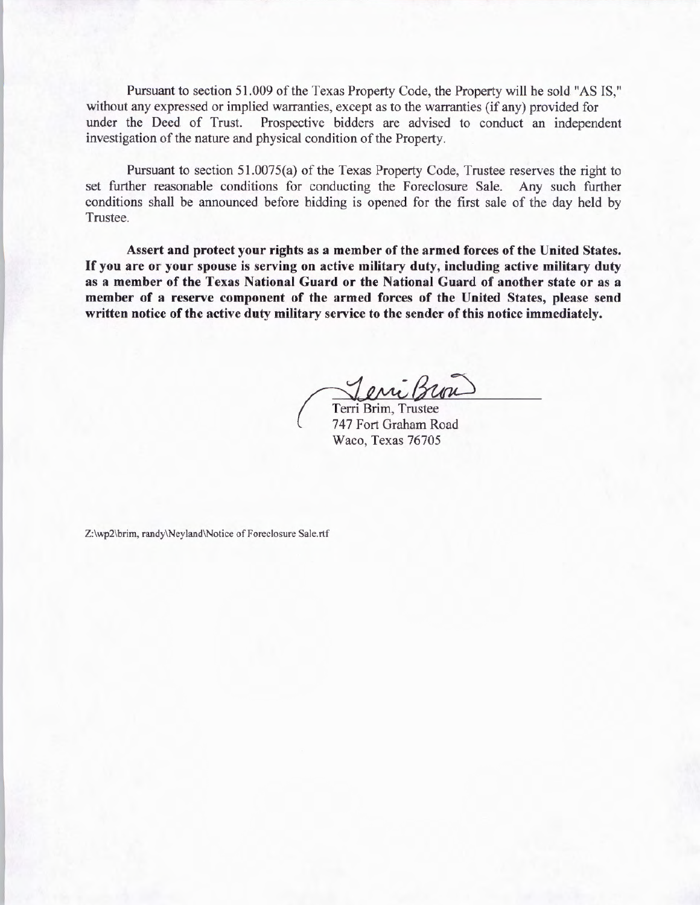Pursuant to section 51.009 of the Texas Property Code, the Property will he sold "AS IS," without any expressed or implied warranties, except as to the warranties (if any) provided for under the Deed of Trust. Prospective bidders are advised to conduct an independent investigation of the nature and physical condition of the Property.

Pursuant to section 51.0075(a) of the Texas Property Code, Trustee reserves the right to set further reasonable conditions for conducting the Foreclosure Sale. Any such further conditions shall be announced before bidding is opened for the first sale of the day held by Trustee.

**Assert and protect your rights as a member of the armed forces of the United States. If you are or your spouse is serving on active military duty, including active military duty as a member of the Texas National Guard or the National Guard of another state or as a member of a reserve component of the armed forces of the United States, please send written notice of the active duty military service to the sender of this notice immediately.**

Terri Brim, Trustee
747 Fort Graham Road
Waco, Texas 76705

Z:\wp2\brim, randy\Neyland\Notice of Foreclosure Sale.rtf